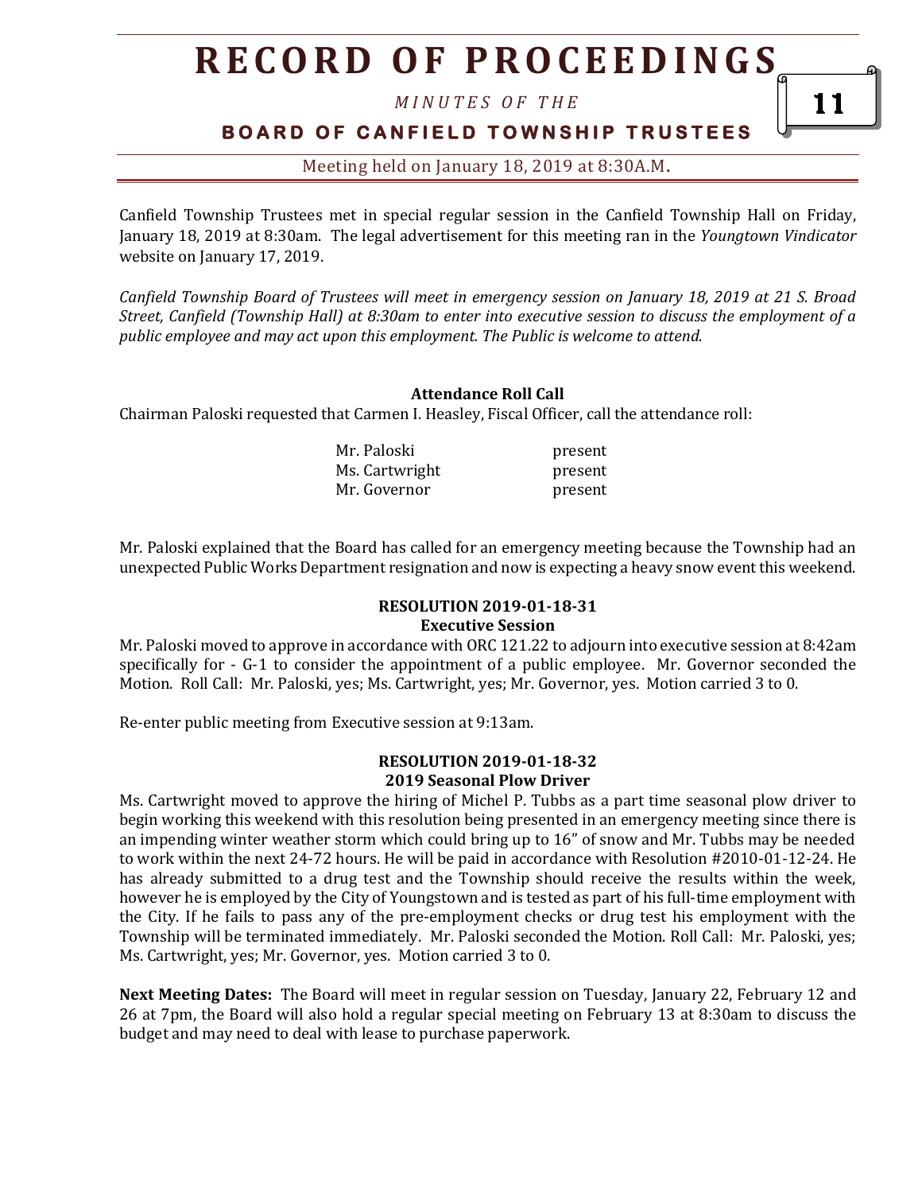# RECORD OF PROCEEDINGS

*MINUTES OF THE*

**BOARD OF CANFIELD TOWNSHIP TRUSTEES**

Meeting held on January 18, 2019 at 8:30A.M.

Canfield Township Trustees met in special regular session in the Canfield Township Hall on Friday, January 18, 2019 at 8:30am. The legal advertisement for this meeting ran in the *Youngtown Vindicator* website on January 17, 2019.

*Canfield Township Board of Trustees will meet in emergency session on January 18, 2019 at 21 S. Broad Street, Canfield (Township Hall) at 8:30am to enter into executive session to discuss the employment of a public employee and may act upon this employment. The Public is welcome to attend.*

**Attendance Roll Call**

Chairman Paloski requested that Carmen I. Heasley, Fiscal Officer, call the attendance roll:

| | |
|---|---|
| Mr. Paloski | present |
| Ms. Cartwright | present |
| Mr. Governor | present |

Mr. Paloski explained that the Board has called for an emergency meeting because the Township had an unexpected Public Works Department resignation and now is expecting a heavy snow event this weekend.

**RESOLUTION 2019-01-18-31**
**Executive Session**

Mr. Paloski moved to approve in accordance with ORC 121.22 to adjourn into executive session at 8:42am specifically for - G-1 to consider the appointment of a public employee. Mr. Governor seconded the Motion. Roll Call: Mr. Paloski, yes; Ms. Cartwright, yes; Mr. Governor, yes. Motion carried 3 to 0.

Re-enter public meeting from Executive session at 9:13am.

**RESOLUTION 2019-01-18-32**
**2019 Seasonal Plow Driver**

Ms. Cartwright moved to approve the hiring of Michel P. Tubbs as a part time seasonal plow driver to begin working this weekend with this resolution being presented in an emergency meeting since there is an impending winter weather storm which could bring up to 16" of snow and Mr. Tubbs may be needed to work within the next 24-72 hours. He will be paid in accordance with Resolution #2010-01-12-24. He has already submitted to a drug test and the Township should receive the results within the week, however he is employed by the City of Youngstown and is tested as part of his full-time employment with the City. If he fails to pass any of the pre-employment checks or drug test his employment with the Township will be terminated immediately. Mr. Paloski seconded the Motion. Roll Call: Mr. Paloski, yes; Ms. Cartwright, yes; Mr. Governor, yes. Motion carried 3 to 0.

**Next Meeting Dates:** The Board will meet in regular session on Tuesday, January 22, February 12 and 26 at 7pm, the Board will also hold a regular special meeting on February 13 at 8:30am to discuss the budget and may need to deal with lease to purchase paperwork.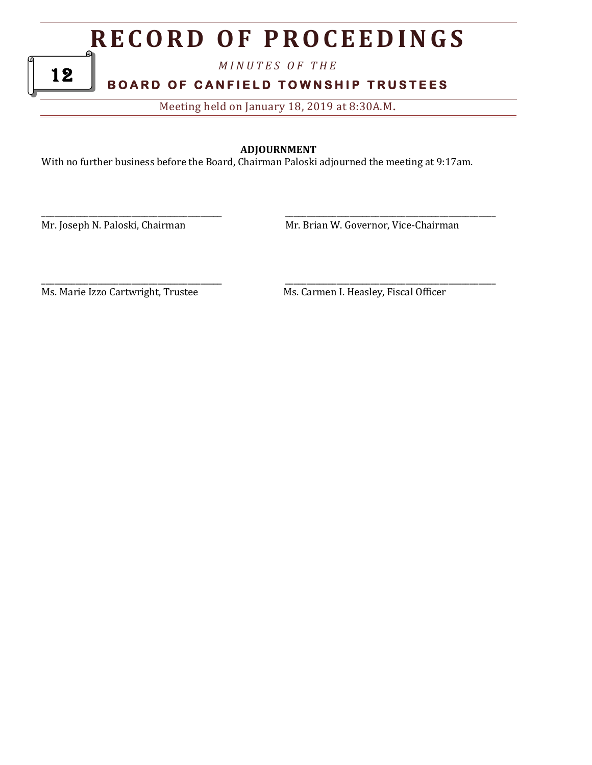**ADJOURNMENT**

With no further business before the Board, Chairman Paloski adjourned the meeting at 9:17am.

| | |
|---|---|
| \_\_\_\_\_\_\_\_\_\_\_\_\_\_\_\_\_\_\_\_\_\_\_\_\_\_\_\_\_\_\_\_\_\_\_\_\_\_\_\_ | \_\_\_\_\_\_\_\_\_\_\_\_\_\_\_\_\_\_\_\_\_\_\_\_\_\_\_\_\_\_\_\_\_\_\_\_\_\_\_\_ |
| Mr. Joseph N. Paloski, Chairman | Mr. Brian W. Governor, Vice-Chairman |
| \_\_\_\_\_\_\_\_\_\_\_\_\_\_\_\_\_\_\_\_\_\_\_\_\_\_\_\_\_\_\_\_\_\_\_\_\_\_\_\_ | \_\_\_\_\_\_\_\_\_\_\_\_\_\_\_\_\_\_\_\_\_\_\_\_\_\_\_\_\_\_\_\_\_\_\_\_\_\_\_\_ |
| Ms. Marie Izzo Cartwright, Trustee | Ms. Carmen I. Heasley, Fiscal Officer |